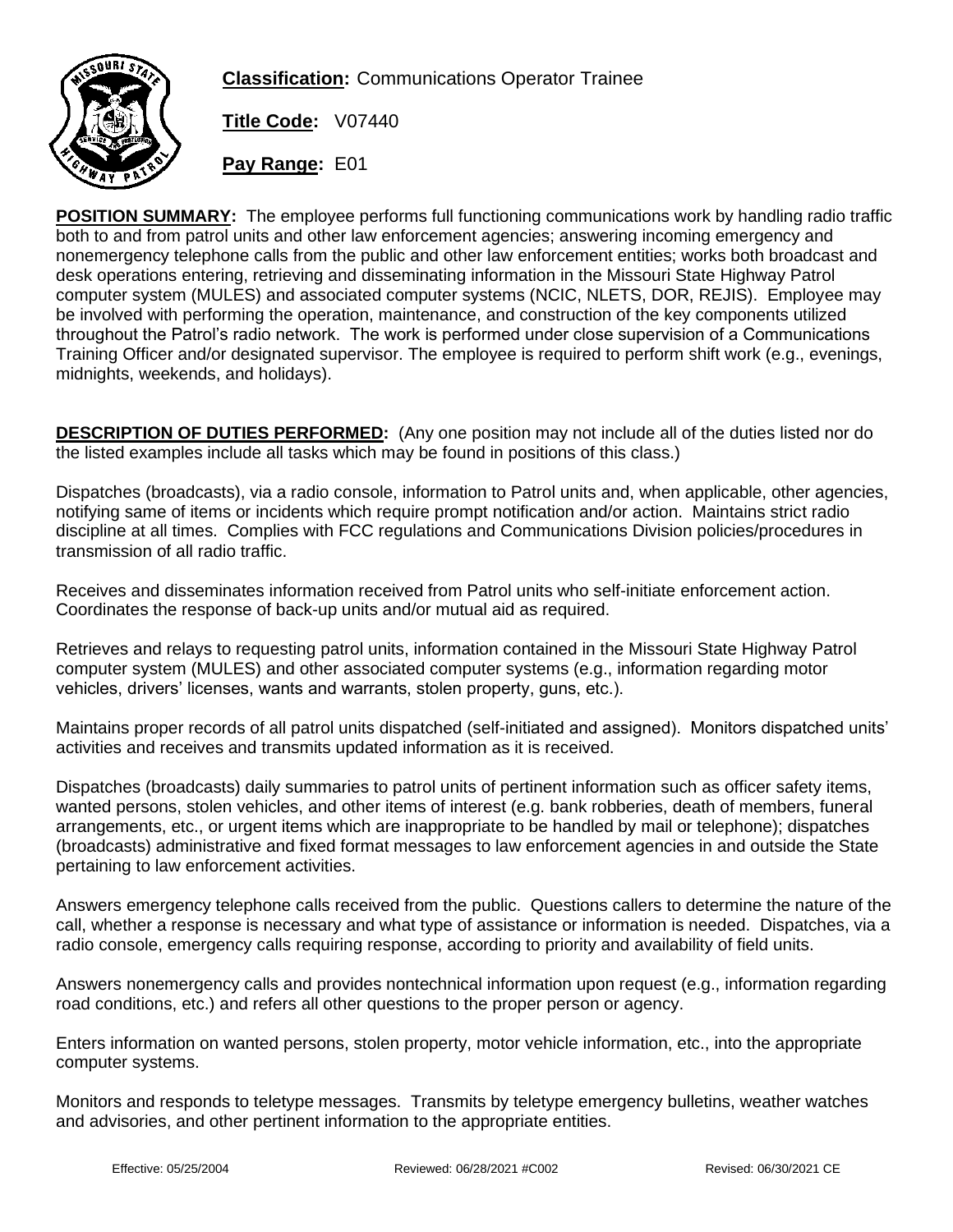**Classification:** Communications Operator Trainee

**Title Code:** V07440

**Pay Range:** E01

**POSITION SUMMARY:** The employee performs full functioning communications work by handling radio traffic both to and from patrol units and other law enforcement agencies; answering incoming emergency and nonemergency telephone calls from the public and other law enforcement entities; works both broadcast and desk operations entering, retrieving and disseminating information in the Missouri State Highway Patrol computer system (MULES) and associated computer systems (NCIC, NLETS, DOR, REJIS). Employee may be involved with performing the operation, maintenance, and construction of the key components utilized throughout the Patrol's radio network. The work is performed under close supervision of a Communications Training Officer and/or designated supervisor. The employee is required to perform shift work (e.g., evenings, midnights, weekends, and holidays).

**DESCRIPTION OF DUTIES PERFORMED:** (Any one position may not include all of the duties listed nor do the listed examples include all tasks which may be found in positions of this class.)

Dispatches (broadcasts), via a radio console, information to Patrol units and, when applicable, other agencies, notifying same of items or incidents which require prompt notification and/or action. Maintains strict radio discipline at all times. Complies with FCC regulations and Communications Division policies/procedures in transmission of all radio traffic.

Receives and disseminates information received from Patrol units who self-initiate enforcement action. Coordinates the response of back-up units and/or mutual aid as required.

Retrieves and relays to requesting patrol units, information contained in the Missouri State Highway Patrol computer system (MULES) and other associated computer systems (e.g., information regarding motor vehicles, drivers' licenses, wants and warrants, stolen property, guns, etc.).

Maintains proper records of all patrol units dispatched (self-initiated and assigned). Monitors dispatched units' activities and receives and transmits updated information as it is received.

Dispatches (broadcasts) daily summaries to patrol units of pertinent information such as officer safety items, wanted persons, stolen vehicles, and other items of interest (e.g. bank robberies, death of members, funeral arrangements, etc., or urgent items which are inappropriate to be handled by mail or telephone); dispatches (broadcasts) administrative and fixed format messages to law enforcement agencies in and outside the State pertaining to law enforcement activities.

Answers emergency telephone calls received from the public. Questions callers to determine the nature of the call, whether a response is necessary and what type of assistance or information is needed. Dispatches, via a radio console, emergency calls requiring response, according to priority and availability of field units.

Answers nonemergency calls and provides nontechnical information upon request (e.g., information regarding road conditions, etc.) and refers all other questions to the proper person or agency.

Enters information on wanted persons, stolen property, motor vehicle information, etc., into the appropriate computer systems.

Monitors and responds to teletype messages. Transmits by teletype emergency bulletins, weather watches and advisories, and other pertinent information to the appropriate entities.

Effective: 05/25/2004 Reviewed: 06/28/2021 #C002 Revised: 06/30/2021 CE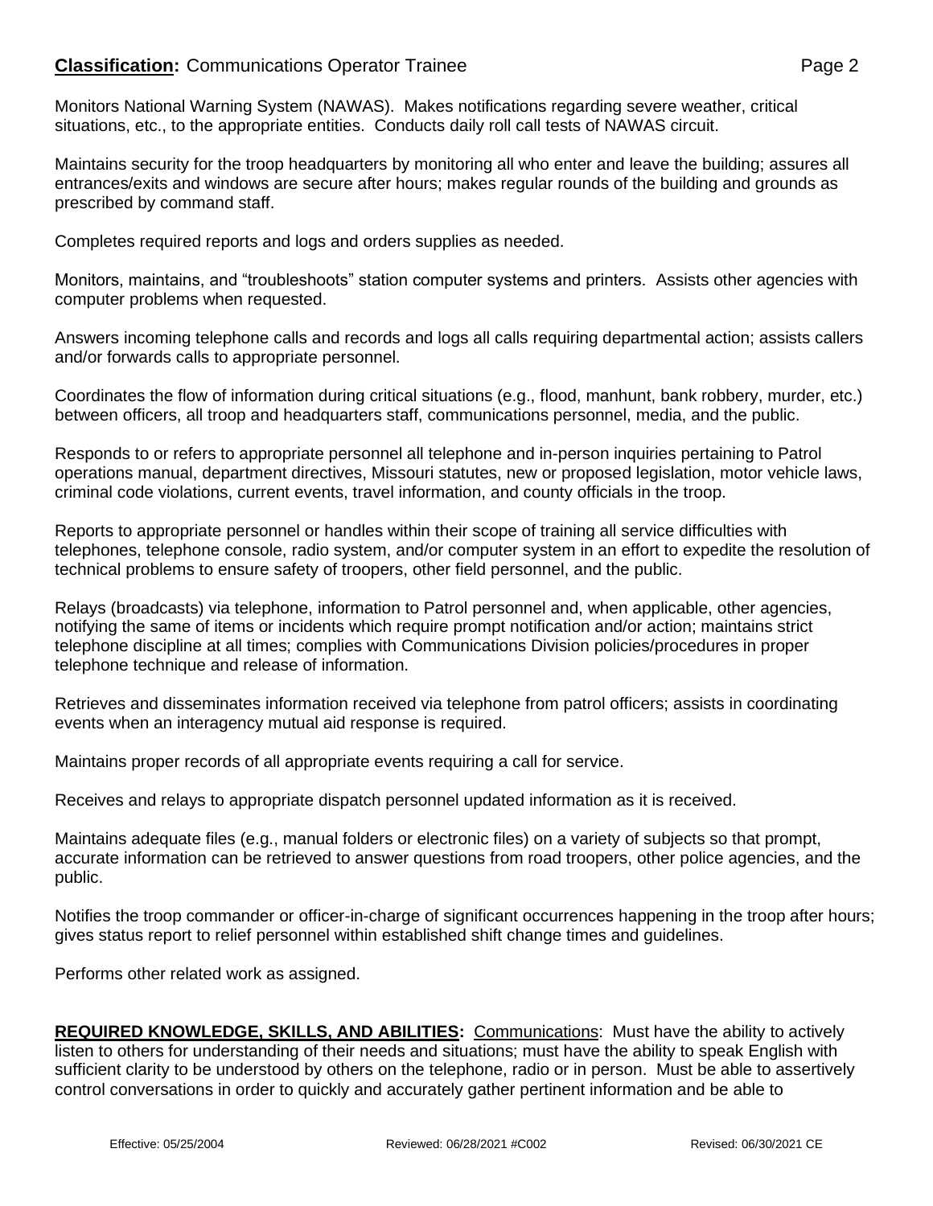Monitors National Warning System (NAWAS). Makes notifications regarding severe weather, critical situations, etc., to the appropriate entities. Conducts daily roll call tests of NAWAS circuit.

Maintains security for the troop headquarters by monitoring all who enter and leave the building; assures all entrances/exits and windows are secure after hours; makes regular rounds of the building and grounds as prescribed by command staff.

Completes required reports and logs and orders supplies as needed.

Monitors, maintains, and "troubleshoots" station computer systems and printers. Assists other agencies with computer problems when requested.

Answers incoming telephone calls and records and logs all calls requiring departmental action; assists callers and/or forwards calls to appropriate personnel.

Coordinates the flow of information during critical situations (e.g., flood, manhunt, bank robbery, murder, etc.) between officers, all troop and headquarters staff, communications personnel, media, and the public.

Responds to or refers to appropriate personnel all telephone and in-person inquiries pertaining to Patrol operations manual, department directives, Missouri statutes, new or proposed legislation, motor vehicle laws, criminal code violations, current events, travel information, and county officials in the troop.

Reports to appropriate personnel or handles within their scope of training all service difficulties with telephones, telephone console, radio system, and/or computer system in an effort to expedite the resolution of technical problems to ensure safety of troopers, other field personnel, and the public.

Relays (broadcasts) via telephone, information to Patrol personnel and, when applicable, other agencies, notifying the same of items or incidents which require prompt notification and/or action; maintains strict telephone discipline at all times; complies with Communications Division policies/procedures in proper telephone technique and release of information.

Retrieves and disseminates information received via telephone from patrol officers; assists in coordinating events when an interagency mutual aid response is required.

Maintains proper records of all appropriate events requiring a call for service.

Receives and relays to appropriate dispatch personnel updated information as it is received.

Maintains adequate files (e.g., manual folders or electronic files) on a variety of subjects so that prompt, accurate information can be retrieved to answer questions from road troopers, other police agencies, and the public.

Notifies the troop commander or officer-in-charge of significant occurrences happening in the troop after hours; gives status report to relief personnel within established shift change times and guidelines.

Performs other related work as assigned.

**REQUIRED KNOWLEDGE, SKILLS, AND ABILITIES:** Communications: Must have the ability to actively listen to others for understanding of their needs and situations; must have the ability to speak English with sufficient clarity to be understood by others on the telephone, radio or in person. Must be able to assertively control conversations in order to quickly and accurately gather pertinent information and be able to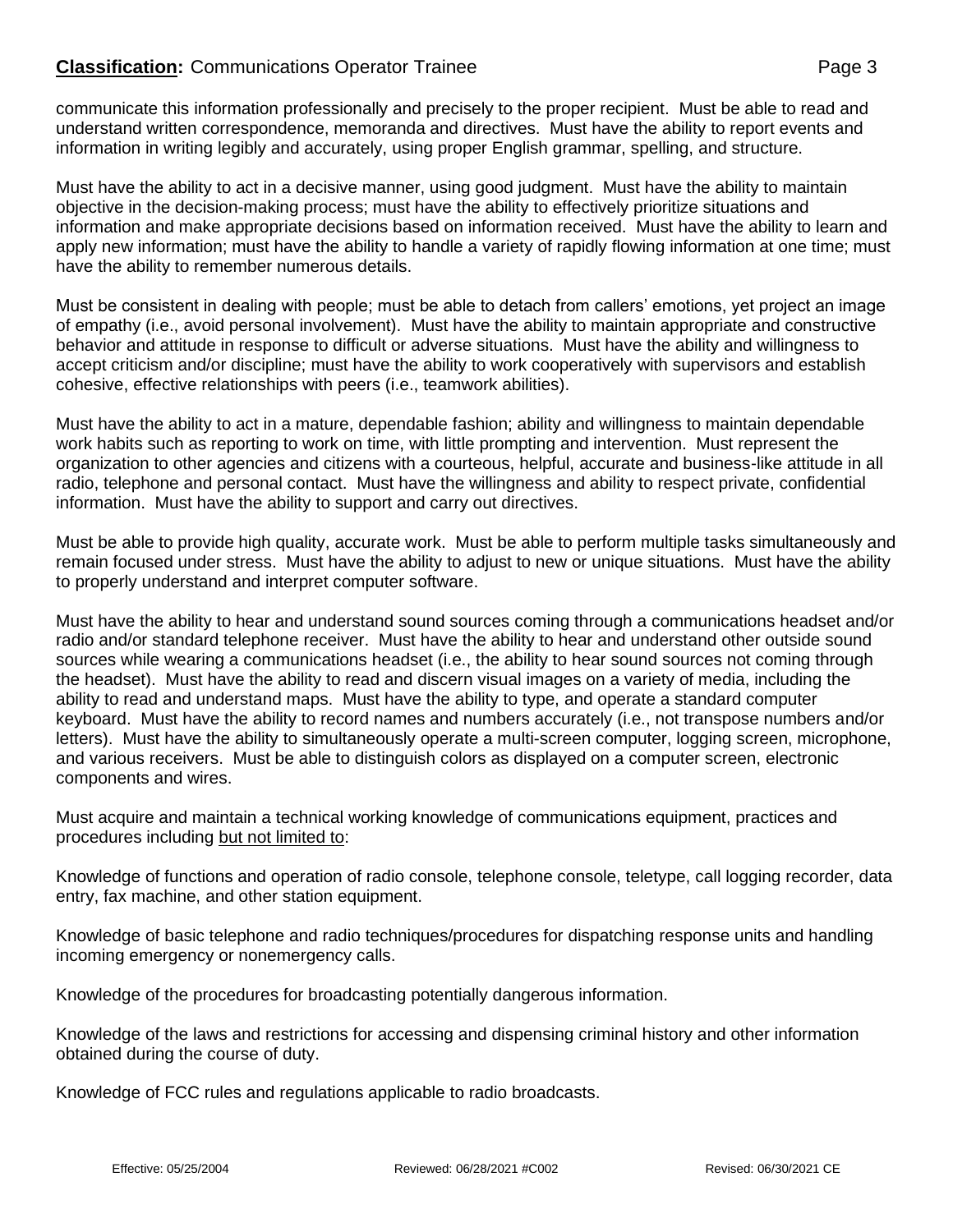communicate this information professionally and precisely to the proper recipient. Must be able to read and understand written correspondence, memoranda and directives. Must have the ability to report events and information in writing legibly and accurately, using proper English grammar, spelling, and structure.

Must have the ability to act in a decisive manner, using good judgment. Must have the ability to maintain objective in the decision-making process; must have the ability to effectively prioritize situations and information and make appropriate decisions based on information received. Must have the ability to learn and apply new information; must have the ability to handle a variety of rapidly flowing information at one time; must have the ability to remember numerous details.

Must be consistent in dealing with people; must be able to detach from callers' emotions, yet project an image of empathy (i.e., avoid personal involvement). Must have the ability to maintain appropriate and constructive behavior and attitude in response to difficult or adverse situations. Must have the ability and willingness to accept criticism and/or discipline; must have the ability to work cooperatively with supervisors and establish cohesive, effective relationships with peers (i.e., teamwork abilities).

Must have the ability to act in a mature, dependable fashion; ability and willingness to maintain dependable work habits such as reporting to work on time, with little prompting and intervention. Must represent the organization to other agencies and citizens with a courteous, helpful, accurate and business-like attitude in all radio, telephone and personal contact. Must have the willingness and ability to respect private, confidential information. Must have the ability to support and carry out directives.

Must be able to provide high quality, accurate work. Must be able to perform multiple tasks simultaneously and remain focused under stress. Must have the ability to adjust to new or unique situations. Must have the ability to properly understand and interpret computer software.

Must have the ability to hear and understand sound sources coming through a communications headset and/or radio and/or standard telephone receiver. Must have the ability to hear and understand other outside sound sources while wearing a communications headset (i.e., the ability to hear sound sources not coming through the headset). Must have the ability to read and discern visual images on a variety of media, including the ability to read and understand maps. Must have the ability to type, and operate a standard computer keyboard. Must have the ability to record names and numbers accurately (i.e., not transpose numbers and/or letters). Must have the ability to simultaneously operate a multi-screen computer, logging screen, microphone, and various receivers. Must be able to distinguish colors as displayed on a computer screen, electronic components and wires.

Must acquire and maintain a technical working knowledge of communications equipment, practices and procedures including <u>but not limited to</u>:

Knowledge of functions and operation of radio console, telephone console, teletype, call logging recorder, data entry, fax machine, and other station equipment.

Knowledge of basic telephone and radio techniques/procedures for dispatching response units and handling incoming emergency or nonemergency calls.

Knowledge of the procedures for broadcasting potentially dangerous information.

Knowledge of the laws and restrictions for accessing and dispensing criminal history and other information obtained during the course of duty.

Knowledge of FCC rules and regulations applicable to radio broadcasts.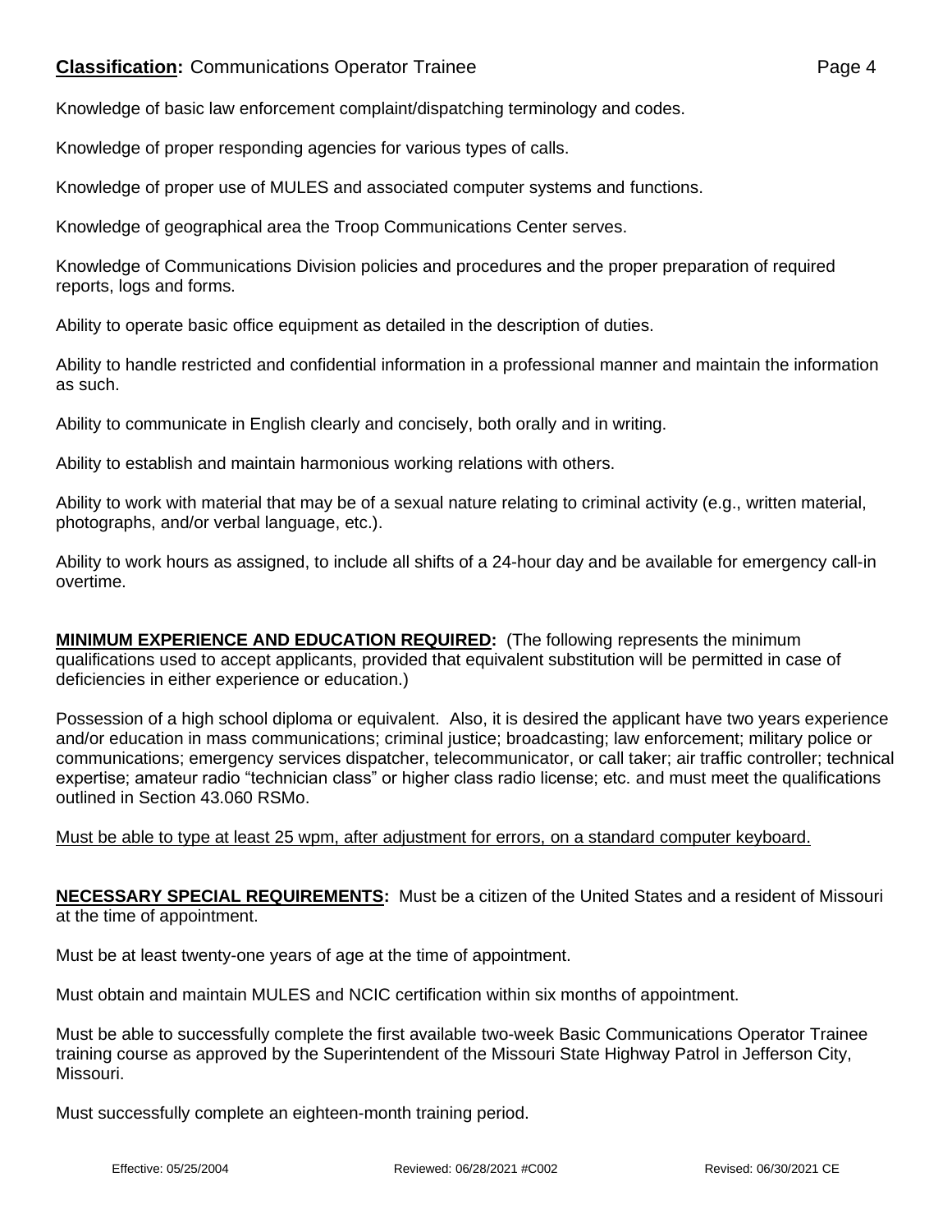Knowledge of basic law enforcement complaint/dispatching terminology and codes.

Knowledge of proper responding agencies for various types of calls.

Knowledge of proper use of MULES and associated computer systems and functions.

Knowledge of geographical area the Troop Communications Center serves.

Knowledge of Communications Division policies and procedures and the proper preparation of required reports, logs and forms.

Ability to operate basic office equipment as detailed in the description of duties.

Ability to handle restricted and confidential information in a professional manner and maintain the information as such.

Ability to communicate in English clearly and concisely, both orally and in writing.

Ability to establish and maintain harmonious working relations with others.

Ability to work with material that may be of a sexual nature relating to criminal activity (e.g., written material, photographs, and/or verbal language, etc.).

Ability to work hours as assigned, to include all shifts of a 24-hour day and be available for emergency call-in overtime.

**MINIMUM EXPERIENCE AND EDUCATION REQUIRED:** (The following represents the minimum qualifications used to accept applicants, provided that equivalent substitution will be permitted in case of deficiencies in either experience or education.)

Possession of a high school diploma or equivalent. Also, it is desired the applicant have two years experience and/or education in mass communications; criminal justice; broadcasting; law enforcement; military police or communications; emergency services dispatcher, telecommunicator, or call taker; air traffic controller; technical expertise; amateur radio "technician class" or higher class radio license; etc. and must meet the qualifications outlined in Section 43.060 RSMo.

Must be able to type at least 25 wpm, after adjustment for errors, on a standard computer keyboard.

**NECESSARY SPECIAL REQUIREMENTS:** Must be a citizen of the United States and a resident of Missouri at the time of appointment.

Must be at least twenty-one years of age at the time of appointment.

Must obtain and maintain MULES and NCIC certification within six months of appointment.

Must be able to successfully complete the first available two-week Basic Communications Operator Trainee training course as approved by the Superintendent of the Missouri State Highway Patrol in Jefferson City, Missouri.

Must successfully complete an eighteen-month training period.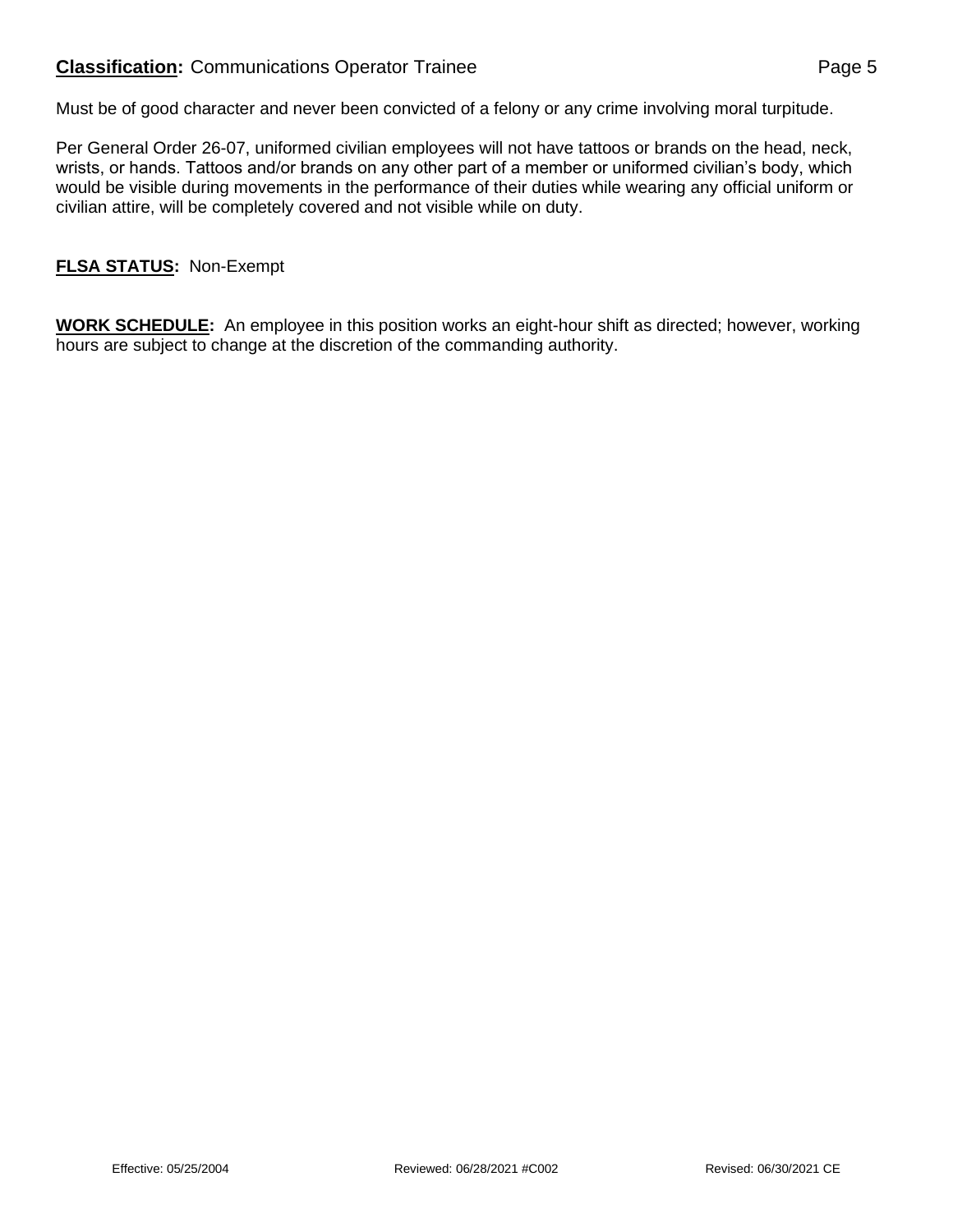Must be of good character and never been convicted of a felony or any crime involving moral turpitude.

Per General Order 26-07, uniformed civilian employees will not have tattoos or brands on the head, neck, wrists, or hands. Tattoos and/or brands on any other part of a member or uniformed civilian's body, which would be visible during movements in the performance of their duties while wearing any official uniform or civilian attire, will be completely covered and not visible while on duty.

**FLSA STATUS:** Non-Exempt

**WORK SCHEDULE:** An employee in this position works an eight-hour shift as directed; however, working hours are subject to change at the discretion of the commanding authority.